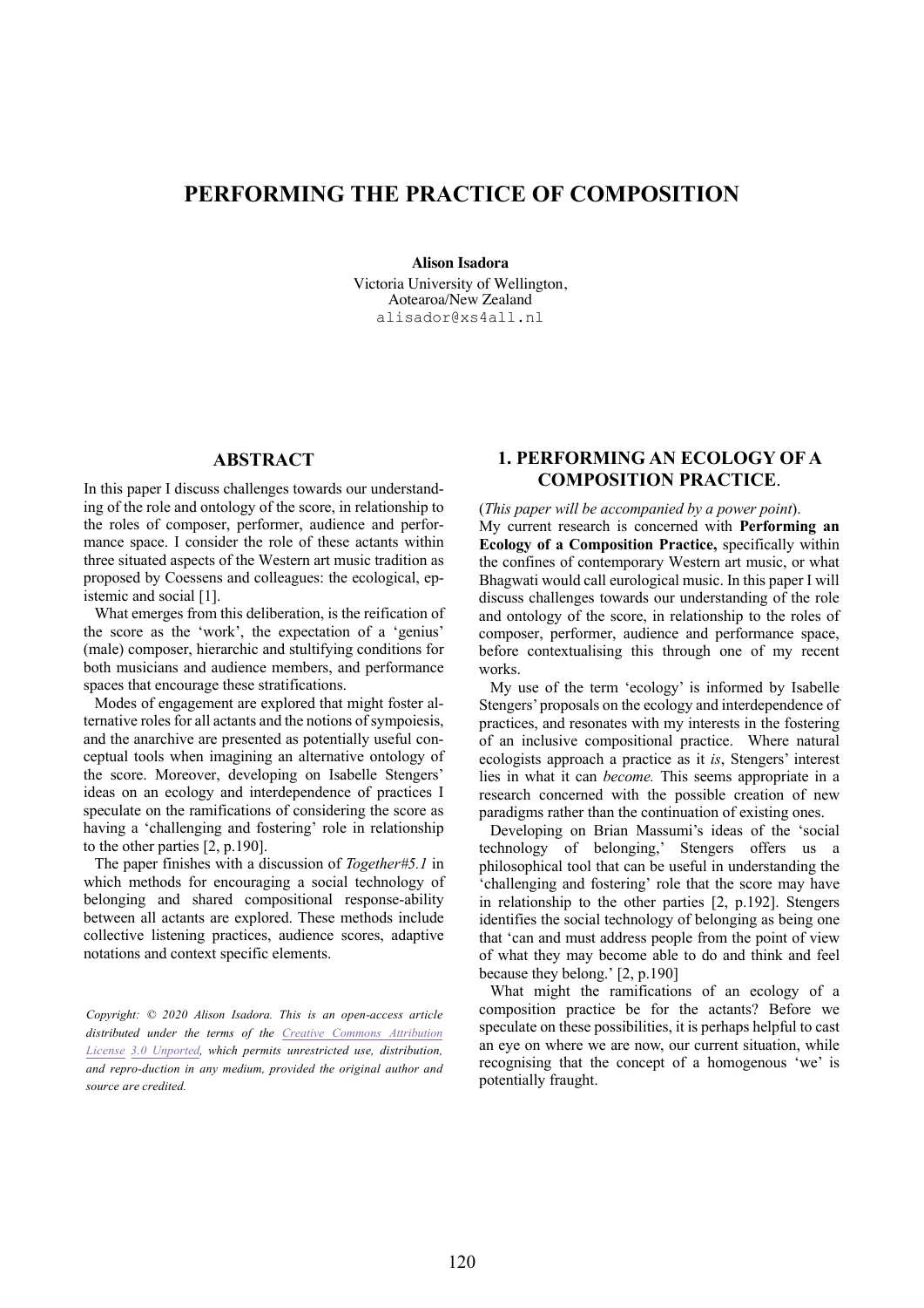# PERFORMING THE PRACTICE OF COMPOSITION

**Alison Isadora**
Victoria University of Wellington,
Aotearoa/New Zealand
alisador@xs4all.nl

## ABSTRACT

In this paper I discuss challenges towards our understanding of the role and ontology of the score, in relationship to the roles of composer, performer, audience and performance space. I consider the role of these actants within three situated aspects of the Western art music tradition as proposed by Coessens and colleagues: the ecological, epistemic and social [1].

What emerges from this deliberation, is the reification of the score as the 'work', the expectation of a 'genius' (male) composer, hierarchic and stultifying conditions for both musicians and audience members, and performance spaces that encourage these stratifications.

Modes of engagement are explored that might foster alternative roles for all actants and the notions of sympoiesis, and the anarchive are presented as potentially useful conceptual tools when imagining an alternative ontology of the score. Moreover, developing on Isabelle Stengers' ideas on an ecology and interdependence of practices I speculate on the ramifications of considering the score as having a 'challenging and fostering' role in relationship to the other parties [2, p.190].

The paper finishes with a discussion of *Together#5.1* in which methods for encouraging a social technology of belonging and shared compositional response-ability between all actants are explored. These methods include collective listening practices, audience scores, adaptive notations and context specific elements.

*Copyright: © 2020 Alison Isadora. This is an open-access article distributed under the terms of the Creative Commons Attribution License 3.0 Unported, which permits unrestricted use, distribution, and repro-duction in any medium, provided the original author and source are credited.*

## 1. PERFORMING AN ECOLOGY OF A COMPOSITION PRACTICE.

(*This paper will be accompanied by a power point*).

My current research is concerned with **Performing an Ecology of a Composition Practice,** specifically within the confines of contemporary Western art music, or what Bhagwati would call eurological music. In this paper I will discuss challenges towards our understanding of the role and ontology of the score, in relationship to the roles of composer, performer, audience and performance space, before contextualising this through one of my recent works.

My use of the term 'ecology' is informed by Isabelle Stengers' proposals on the ecology and interdependence of practices, and resonates with my interests in the fostering of an inclusive compositional practice. Where natural ecologists approach a practice as it *is*, Stengers' interest lies in what it can *become.* This seems appropriate in a research concerned with the possible creation of new paradigms rather than the continuation of existing ones.

Developing on Brian Massumi's ideas of the 'social technology of belonging,' Stengers offers us a philosophical tool that can be useful in understanding the 'challenging and fostering' role that the score may have in relationship to the other parties [2, p.192]. Stengers identifies the social technology of belonging as being one that 'can and must address people from the point of view of what they may become able to do and think and feel because they belong.' [2, p.190]

What might the ramifications of an ecology of a composition practice be for the actants? Before we speculate on these possibilities, it is perhaps helpful to cast an eye on where we are now, our current situation, while recognising that the concept of a homogenous 'we' is potentially fraught.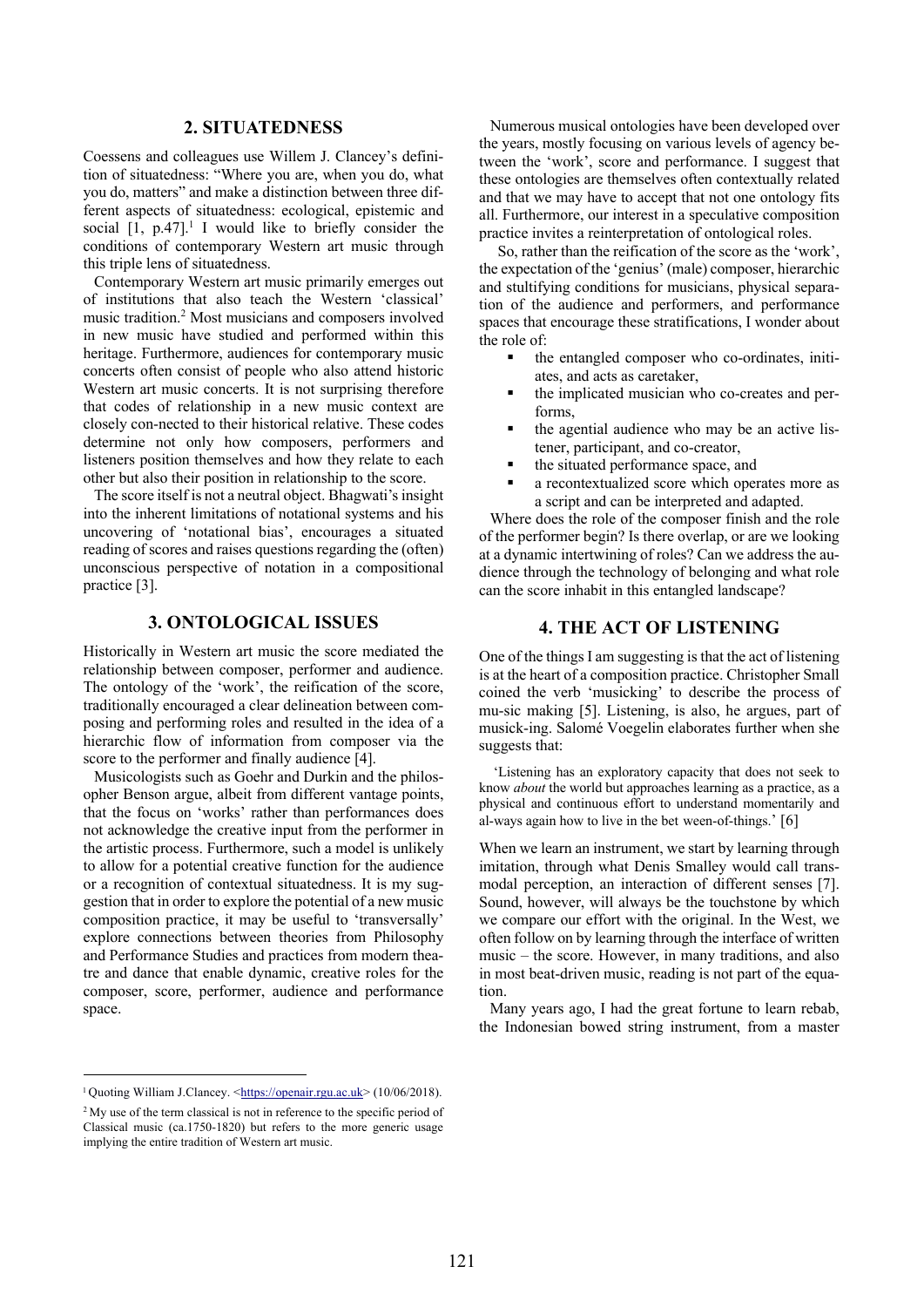## 2. SITUATEDNESS

Coessens and colleagues use Willem J. Clancey's definition of situatedness: "Where you are, when you do, what you do, matters" and make a distinction between three different aspects of situatedness: ecological, epistemic and social [1, p.47].[1] I would like to briefly consider the conditions of contemporary Western art music through this triple lens of situatedness.

Contemporary Western art music primarily emerges out of institutions that also teach the Western 'classical' music tradition.[2] Most musicians and composers involved in new music have studied and performed within this heritage. Furthermore, audiences for contemporary music concerts often consist of people who also attend historic Western art music concerts. It is not surprising therefore that codes of relationship in a new music context are closely con-nected to their historical relative. These codes determine not only how composers, performers and listeners position themselves and how they relate to each other but also their position in relationship to the score.

The score itself is not a neutral object. Bhagwati's insight into the inherent limitations of notational systems and his uncovering of 'notational bias', encourages a situated reading of scores and raises questions regarding the (often) unconscious perspective of notation in a compositional practice [3].

## 3. ONTOLOGICAL ISSUES

Historically in Western art music the score mediated the relationship between composer, performer and audience. The ontology of the 'work', the reification of the score, traditionally encouraged a clear delineation between composing and performing roles and resulted in the idea of a hierarchic flow of information from composer via the score to the performer and finally audience [4].

Musicologists such as Goehr and Durkin and the philosopher Benson argue, albeit from different vantage points, that the focus on 'works' rather than performances does not acknowledge the creative input from the performer in the artistic process. Furthermore, such a model is unlikely to allow for a potential creative function for the audience or a recognition of contextual situatedness. It is my suggestion that in order to explore the potential of a new music composition practice, it may be useful to 'transversally' explore connections between theories from Philosophy and Performance Studies and practices from modern theatre and dance that enable dynamic, creative roles for the composer, score, performer, audience and performance space.

Numerous musical ontologies have been developed over the years, mostly focusing on various levels of agency between the 'work', score and performance. I suggest that these ontologies are themselves often contextually related and that we may have to accept that not one ontology fits all. Furthermore, our interest in a speculative composition practice invites a reinterpretation of ontological roles.

So, rather than the reification of the score as the 'work', the expectation of the 'genius' (male) composer, hierarchic and stultifying conditions for musicians, physical separation of the audience and performers, and performance spaces that encourage these stratifications, I wonder about the role of:

- the entangled composer who co-ordinates, initiates, and acts as caretaker,
- the implicated musician who co-creates and performs,
- the agential audience who may be an active listener, participant, and co-creator,
- the situated performance space, and
- a recontextualized score which operates more as a script and can be interpreted and adapted.

Where does the role of the composer finish and the role of the performer begin? Is there overlap, or are we looking at a dynamic intertwining of roles? Can we address the audience through the technology of belonging and what role can the score inhabit in this entangled landscape?

## 4. THE ACT OF LISTENING

One of the things I am suggesting is that the act of listening is at the heart of a composition practice. Christopher Small coined the verb 'musicking' to describe the process of mu-sic making [5]. Listening, is also, he argues, part of musick-ing. Salomé Voegelin elaborates further when she suggests that:

> 'Listening has an exploratory capacity that does not seek to know *about* the world but approaches learning as a practice, as a physical and continuous effort to understand momentarily and al-ways again how to live in the bet ween-of-things.' [6]

When we learn an instrument, we start by learning through imitation, through what Denis Smalley would call transmodal perception, an interaction of different senses [7]. Sound, however, will always be the touchstone by which we compare our effort with the original. In the West, we often follow on by learning through the interface of written music – the score. However, in many traditions, and also in most beat-driven music, reading is not part of the equation.

Many years ago, I had the great fortune to learn rebab, the Indonesian bowed string instrument, from a master

---

[1] Quoting William J.Clancey. <https://openair.rgu.ac.uk> (10/06/2018).

[2] My use of the term classical is not in reference to the specific period of Classical music (ca.1750-1820) but refers to the more generic usage implying the entire tradition of Western art music.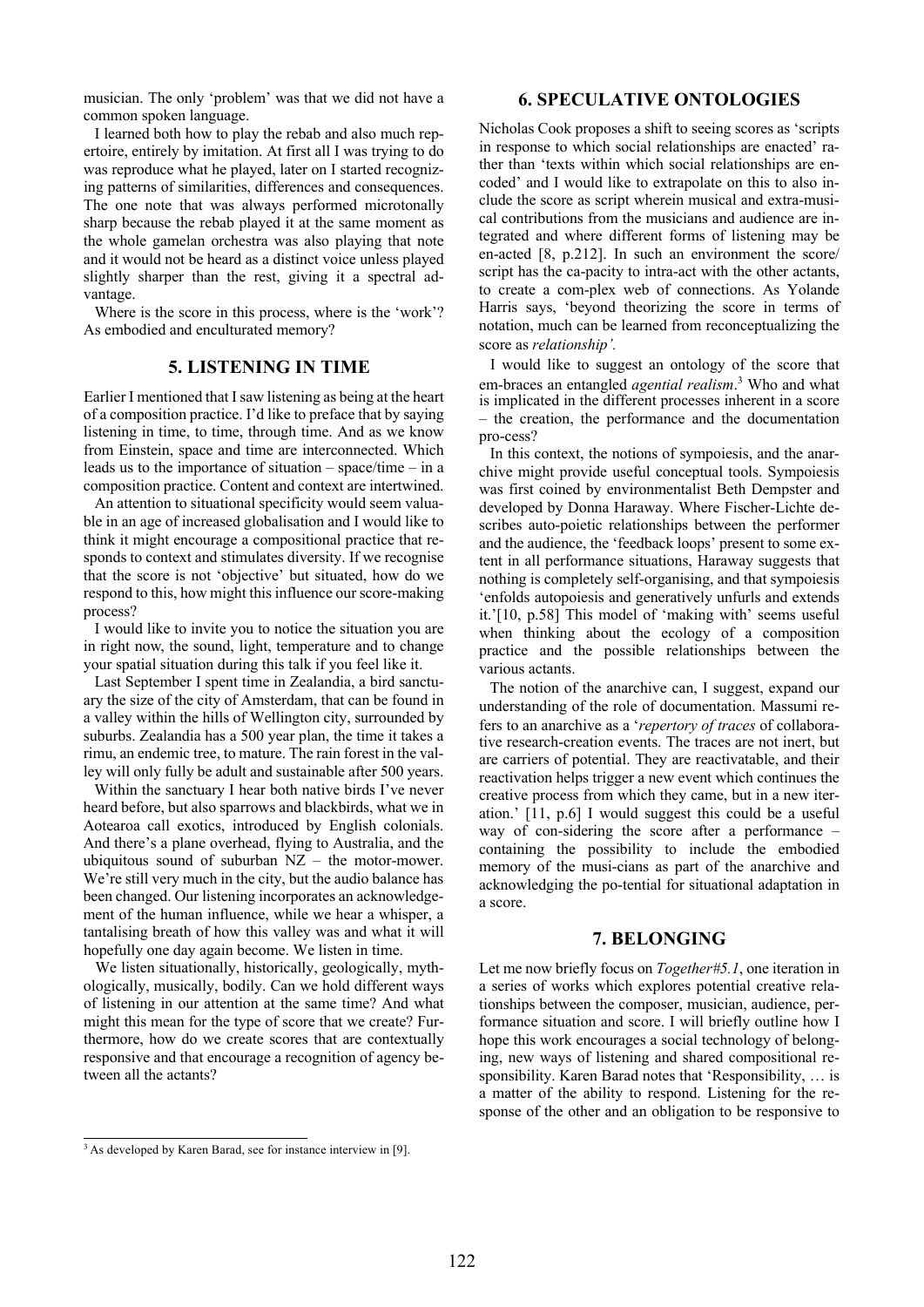musician. The only 'problem' was that we did not have a common spoken language.

I learned both how to play the rebab and also much repertoire, entirely by imitation. At first all I was trying to do was reproduce what he played, later on I started recognizing patterns of similarities, differences and consequences. The one note that was always performed microtonally sharp because the rebab played it at the same moment as the whole gamelan orchestra was also playing that note and it would not be heard as a distinct voice unless played slightly sharper than the rest, giving it a spectral advantage.

Where is the score in this process, where is the 'work'? As embodied and enculturated memory?

## 5. LISTENING IN TIME

Earlier I mentioned that I saw listening as being at the heart of a composition practice. I'd like to preface that by saying listening in time, to time, through time. And as we know from Einstein, space and time are interconnected. Which leads us to the importance of situation – space/time – in a composition practice. Content and context are intertwined.

An attention to situational specificity would seem valuable in an age of increased globalisation and I would like to think it might encourage a compositional practice that responds to context and stimulates diversity. If we recognise that the score is not 'objective' but situated, how do we respond to this, how might this influence our score-making process?

I would like to invite you to notice the situation you are in right now, the sound, light, temperature and to change your spatial situation during this talk if you feel like it.

Last September I spent time in Zealandia, a bird sanctuary the size of the city of Amsterdam, that can be found in a valley within the hills of Wellington city, surrounded by suburbs. Zealandia has a 500 year plan, the time it takes a rimu, an endemic tree, to mature. The rain forest in the valley will only fully be adult and sustainable after 500 years.

Within the sanctuary I hear both native birds I've never heard before, but also sparrows and blackbirds, what we in Aotearoa call exotics, introduced by English colonials. And there's a plane overhead, flying to Australia, and the ubiquitous sound of suburban NZ – the motor-mower. We're still very much in the city, but the audio balance has been changed. Our listening incorporates an acknowledgement of the human influence, while we hear a whisper, a tantalising breath of how this valley was and what it will hopefully one day again become. We listen in time.

We listen situationally, historically, geologically, mythologically, musically, bodily. Can we hold different ways of listening in our attention at the same time? And what might this mean for the type of score that we create? Furthermore, how do we create scores that are contextually responsive and that encourage a recognition of agency between all the actants?

## 6. SPECULATIVE ONTOLOGIES

Nicholas Cook proposes a shift to seeing scores as 'scripts in response to which social relationships are enacted' rather than 'texts within which social relationships are encoded' and I would like to extrapolate on this to also include the score as script wherein musical and extra-musical contributions from the musicians and audience are integrated and where different forms of listening may be en-acted [8, p.212]. In such an environment the score/script has the ca-pacity to intra-act with the other actants, to create a com-plex web of connections. As Yolande Harris says, 'beyond theorizing the score in terms of notation, much can be learned from reconceptualizing the score as *relationship'.*

I would like to suggest an ontology of the score that em-braces an entangled *agential realism*.[3] Who and what is implicated in the different processes inherent in a score – the creation, the performance and the documentation pro-cess?

In this context, the notions of sympoiesis, and the anarchive might provide useful conceptual tools. Sympoiesis was first coined by environmentalist Beth Dempster and developed by Donna Haraway. Where Fischer-Lichte describes auto-poietic relationships between the performer and the audience, the 'feedback loops' present to some extent in all performance situations, Haraway suggests that nothing is completely self-organising, and that sympoiesis 'enfolds autopoiesis and generatively unfurls and extends it.'[10, p.58] This model of 'making with' seems useful when thinking about the ecology of a composition practice and the possible relationships between the various actants.

The notion of the anarchive can, I suggest, expand our understanding of the role of documentation. Massumi refers to an anarchive as a '*repertory of traces* of collaborative research-creation events. The traces are not inert, but are carriers of potential. They are reactivatable, and their reactivation helps trigger a new event which continues the creative process from which they came, but in a new iteration.' [11, p.6] I would suggest this could be a useful way of con-sidering the score after a performance – containing the possibility to include the embodied memory of the musi-cians as part of the anarchive and acknowledging the po-tential for situational adaptation in a score.

## 7. BELONGING

Let me now briefly focus on *Together#5.1*, one iteration in a series of works which explores potential creative relationships between the composer, musician, audience, performance situation and score. I will briefly outline how I hope this work encourages a social technology of belonging, new ways of listening and shared compositional responsibility. Karen Barad notes that 'Responsibility, … is a matter of the ability to respond. Listening for the response of the other and an obligation to be responsive to

[3] As developed by Karen Barad, see for instance interview in [9].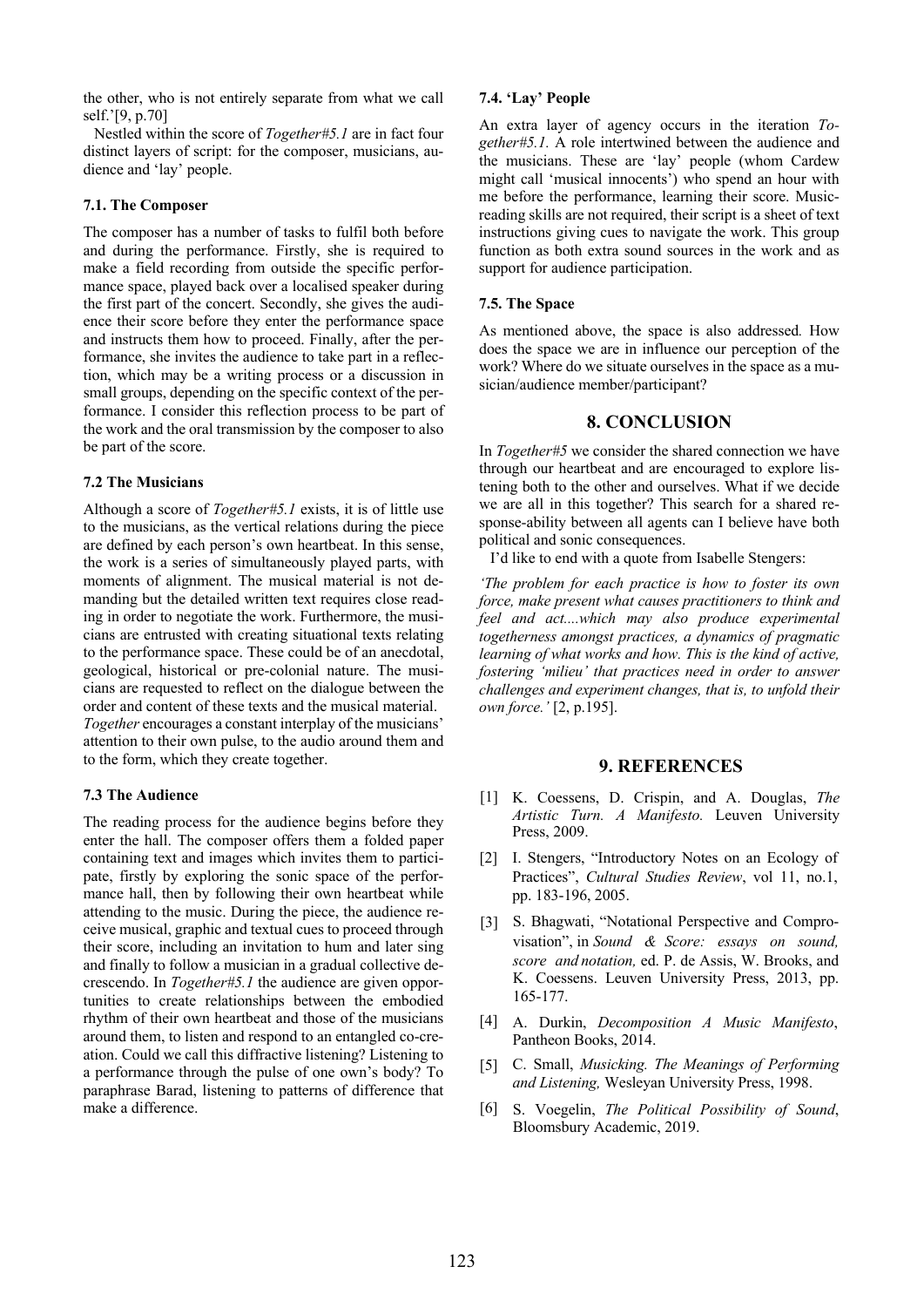the other, who is not entirely separate from what we call self.'[9, p.70]

Nestled within the score of *Together#5.1* are in fact four distinct layers of script: for the composer, musicians, audience and 'lay' people.

### 7.1. The Composer

The composer has a number of tasks to fulfil both before and during the performance. Firstly, she is required to make a field recording from outside the specific performance space, played back over a localised speaker during the first part of the concert. Secondly, she gives the audience their score before they enter the performance space and instructs them how to proceed. Finally, after the performance, she invites the audience to take part in a reflection, which may be a writing process or a discussion in small groups, depending on the specific context of the performance. I consider this reflection process to be part of the work and the oral transmission by the composer to also be part of the score.

### 7.2 The Musicians

Although a score of *Together#5.1* exists, it is of little use to the musicians, as the vertical relations during the piece are defined by each person's own heartbeat. In this sense, the work is a series of simultaneously played parts, with moments of alignment. The musical material is not demanding but the detailed written text requires close reading in order to negotiate the work. Furthermore, the musicians are entrusted with creating situational texts relating to the performance space. These could be of an anecdotal, geological, historical or pre-colonial nature. The musicians are requested to reflect on the dialogue between the order and content of these texts and the musical material.
*Together* encourages a constant interplay of the musicians' attention to their own pulse, to the audio around them and to the form, which they create together.

### 7.3 The Audience

The reading process for the audience begins before they enter the hall. The composer offers them a folded paper containing text and images which invites them to participate, firstly by exploring the sonic space of the performance hall, then by following their own heartbeat while attending to the music. During the piece, the audience receive musical, graphic and textual cues to proceed through their score, including an invitation to hum and later sing and finally to follow a musician in a gradual collective decrescendo. In *Together#5.1* the audience are given opportunities to create relationships between the embodied rhythm of their own heartbeat and those of the musicians around them, to listen and respond to an entangled co-creation. Could we call this diffractive listening? Listening to a performance through the pulse of one own's body? To paraphrase Barad, listening to patterns of difference that make a difference.

### 7.4. 'Lay' People

An extra layer of agency occurs in the iteration *Together#5.1*. A role intertwined between the audience and the musicians. These are 'lay' people (whom Cardew might call 'musical innocents') who spend an hour with me before the performance, learning their score. Music-reading skills are not required, their script is a sheet of text instructions giving cues to navigate the work. This group function as both extra sound sources in the work and as support for audience participation.

### 7.5. The Space

As mentioned above, the space is also addressed. How does the space we are in influence our perception of the work? Where do we situate ourselves in the space as a musician/audience member/participant?

## 8. CONCLUSION

In *Together#5* we consider the shared connection we have through our heartbeat and are encouraged to explore listening both to the other and ourselves. What if we decide we are all in this together? This search for a shared response-ability between all agents can I believe have both political and sonic consequences.

I'd like to end with a quote from Isabelle Stengers:

*'The problem for each practice is how to foster its own force, make present what causes practitioners to think and feel and act....which may also produce experimental togetherness amongst practices, a dynamics of pragmatic learning of what works and how. This is the kind of active, fostering 'milieu' that practices need in order to answer challenges and experiment changes, that is, to unfold their own force.'* [2, p.195].

## 9. REFERENCES

[1] K. Coessens, D. Crispin, and A. Douglas, *The Artistic Turn. A Manifesto.* Leuven University Press, 2009.

[2] I. Stengers, "Introductory Notes on an Ecology of Practices", *Cultural Studies Review*, vol 11, no.1, pp. 183-196, 2005.

[3] S. Bhagwati, "Notational Perspective and Comprovisation", in *Sound & Score: essays on sound, score and notation,* ed. P. de Assis, W. Brooks, and K. Coessens. Leuven University Press, 2013, pp. 165-177.

[4] A. Durkin, *Decomposition A Music Manifesto*, Pantheon Books, 2014.

[5] C. Small, *Musicking. The Meanings of Performing and Listening,* Wesleyan University Press, 1998.

[6] S. Voegelin, *The Political Possibility of Sound*, Bloomsbury Academic, 2019.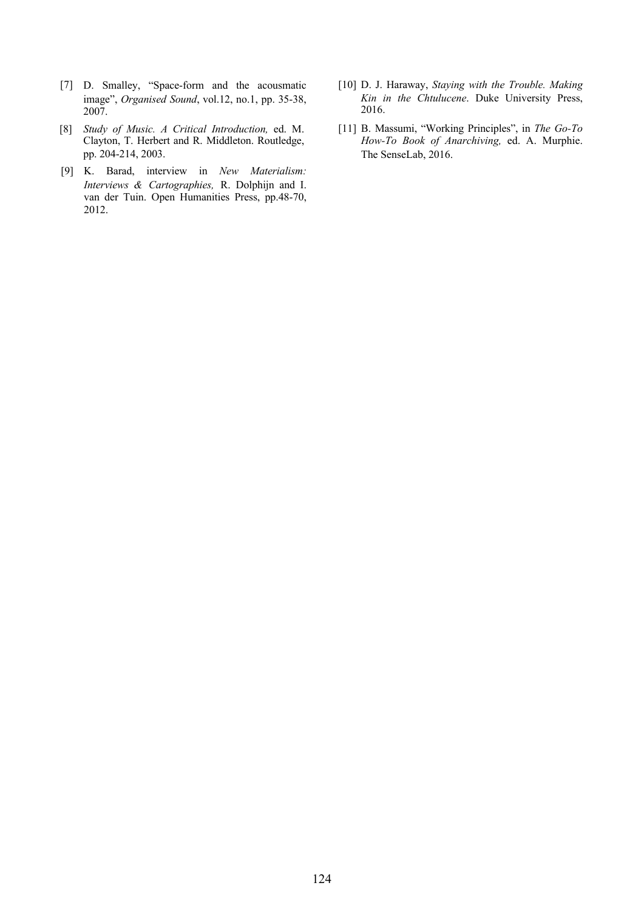[7] D. Smalley, "Space-form and the acousmatic image", *Organised Sound*, vol.12, no.1, pp. 35-38, 2007.

[8] *Study of Music. A Critical Introduction,* ed. M. Clayton, T. Herbert and R. Middleton. Routledge, pp. 204-214, 2003.

[9] K. Barad, interview in *New Materialism: Interviews & Cartographies,* R. Dolphijn and I. van der Tuin. Open Humanities Press, pp.48-70, 2012.

[10] D. J. Haraway, *Staying with the Trouble. Making Kin in the Chtulucene*. Duke University Press, 2016.

[11] B. Massumi, "Working Principles", in *The Go-To How-To Book of Anarchiving,* ed. A. Murphie. The SenseLab, 2016.